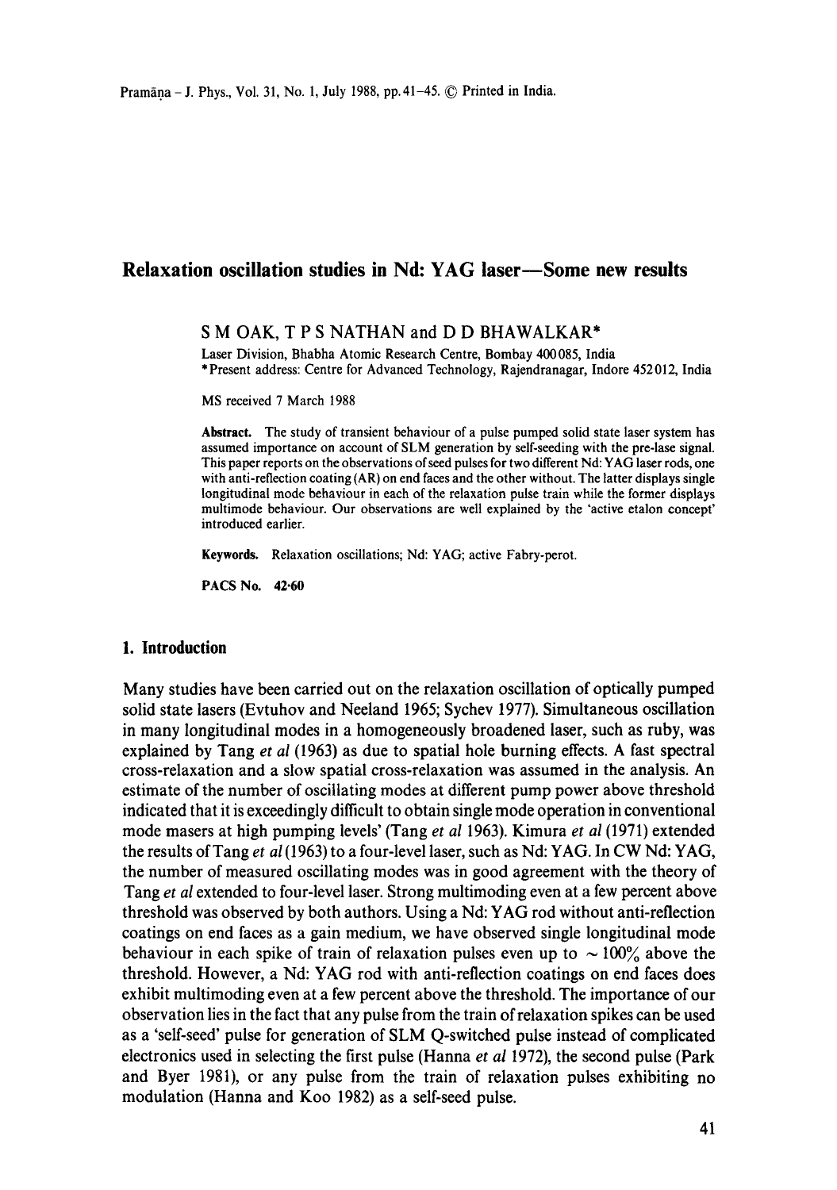# Relaxation oscillation studies in Nd: YAG laser—Some new results

S M OAK, T P S NATHAN and D D BHAWALKAR*

Laser Division, Bhabha Atomic Research Centre, Bombay 400085, India
*Present address: Centre for Advanced Technology, Rajendranagar, Indore 452012, India

MS received 7 March 1988

**Abstract.** The study of transient behaviour of a pulse pumped solid state laser system has assumed importance on account of SLM generation by self-seeding with the pre-lase signal. This paper reports on the observations of seed pulses for two different Nd: YAG laser rods, one with anti-reflection coating (AR) on end faces and the other without. The latter displays single longitudinal mode behaviour in each of the relaxation pulse train while the former displays multimode behaviour. Our observations are well explained by the 'active etalon concept' introduced earlier.

**Keywords.** Relaxation oscillations; Nd: YAG; active Fabry-perot.

**PACS No.** 42·60

## 1. Introduction

Many studies have been carried out on the relaxation oscillation of optically pumped solid state lasers (Evtuhov and Neeland 1965; Sychev 1977). Simultaneous oscillation in many longitudinal modes in a homogeneously broadened laser, such as ruby, was explained by Tang *et al* (1963) as due to spatial hole burning effects. A fast spectral cross-relaxation and a slow spatial cross-relaxation was assumed in the analysis. An estimate of the number of oscillating modes at different pump power above threshold indicated that it is exceedingly difficult to obtain single mode operation in conventional mode masers at high pumping levels' (Tang *et al* 1963). Kimura *et al* (1971) extended the results of Tang *et al* (1963) to a four-level laser, such as Nd: YAG. In CW Nd: YAG, the number of measured oscillating modes was in good agreement with the theory of Tang *et al* extended to four-level laser. Strong multimoding even at a few percent above threshold was observed by both authors. Using a Nd: YAG rod without anti-reflection coatings on end faces as a gain medium, we have observed single longitudinal mode behaviour in each spike of train of relaxation pulses even up to $\sim 100\%$ above the threshold. However, a Nd: YAG rod with anti-reflection coatings on end faces does exhibit multimoding even at a few percent above the threshold. The importance of our observation lies in the fact that any pulse from the train of relaxation spikes can be used as a 'self-seed' pulse for generation of SLM Q-switched pulse instead of complicated electronics used in selecting the first pulse (Hanna *et al* 1972), the second pulse (Park and Byer 1981), or any pulse from the train of relaxation pulses exhibiting no modulation (Hanna and Koo 1982) as a self-seed pulse.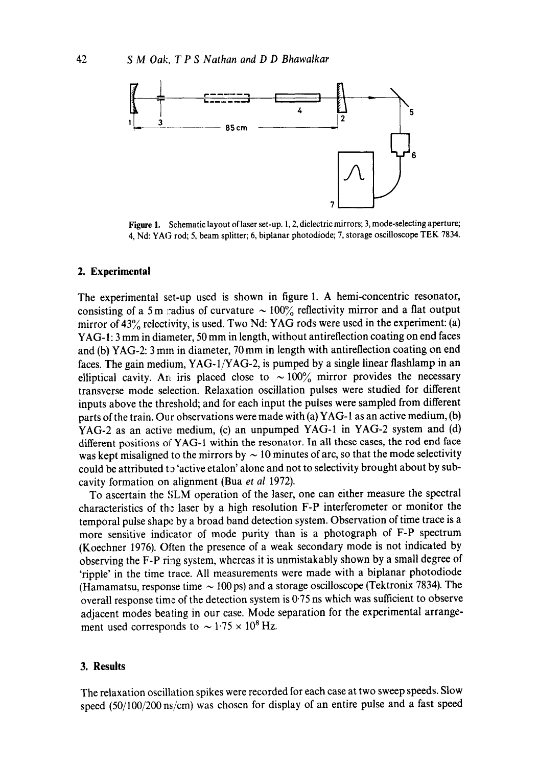**Figure 1.** Schematic layout of laser set-up. 1, 2, dielectric mirrors; 3, mode-selecting aperture; 4, Nd: YAG rod; 5, beam splitter; 6, biplanar photodiode; 7, storage oscilloscope TEK 7834.

## 2. Experimental

The experimental set-up used is shown in figure 1. A hemi-concentric resonator, consisting of a 5 m radius of curvature ~ 100% reflectivity mirror and a flat output mirror of 43% relectivity, is used. Two Nd: YAG rods were used in the experiment: (a) YAG-1: 3 mm in diameter, 50 mm in length, without antireflection coating on end faces and (b) YAG-2: 3 mm in diameter, 70 mm in length with antireflection coating on end faces. The gain medium, YAG-1/YAG-2, is pumped by a single linear flashlamp in an elliptical cavity. An iris placed close to ~ 100% mirror provides the necessary transverse mode selection. Relaxation oscillation pulses were studied for different inputs above the threshold; and for each input the pulses were sampled from different parts of the train. Our observations were made with (a) YAG-1 as an active medium, (b) YAG-2 as an active medium, (c) an unpumped YAG-1 in YAG-2 system and (d) different positions of YAG-1 within the resonator. In all these cases, the rod end face was kept misaligned to the mirrors by ~ 10 minutes of arc, so that the mode selectivity could be attributed to 'active etalon' alone and not to selectivity brought about by sub-cavity formation on alignment (Bua *et al* 1972).

To ascertain the SLM operation of the laser, one can either measure the spectral characteristics of the laser by a high resolution F-P interferometer or monitor the temporal pulse shape by a broad band detection system. Observation of time trace is a more sensitive indicator of mode purity than is a photograph of F-P spectrum (Koechner 1976). Often the presence of a weak secondary mode is not indicated by observing the F-P ring system, whereas it is unmistakably shown by a small degree of 'ripple' in the time trace. All measurements were made with a biplanar photodiode (Hamamatsu, response time ~ 100 ps) and a storage oscilloscope (Tektronix 7834). The overall response time of the detection system is 0·75 ns which was sufficient to observe adjacent modes beating in our case. Mode separation for the experimental arrangement used corresponds to ~ $1{\cdot}75 \times 10^8$ Hz.

## 3. Results

The relaxation oscillation spikes were recorded for each case at two sweep speeds. Slow speed (50/100/200 ns/cm) was chosen for display of an entire pulse and a fast speed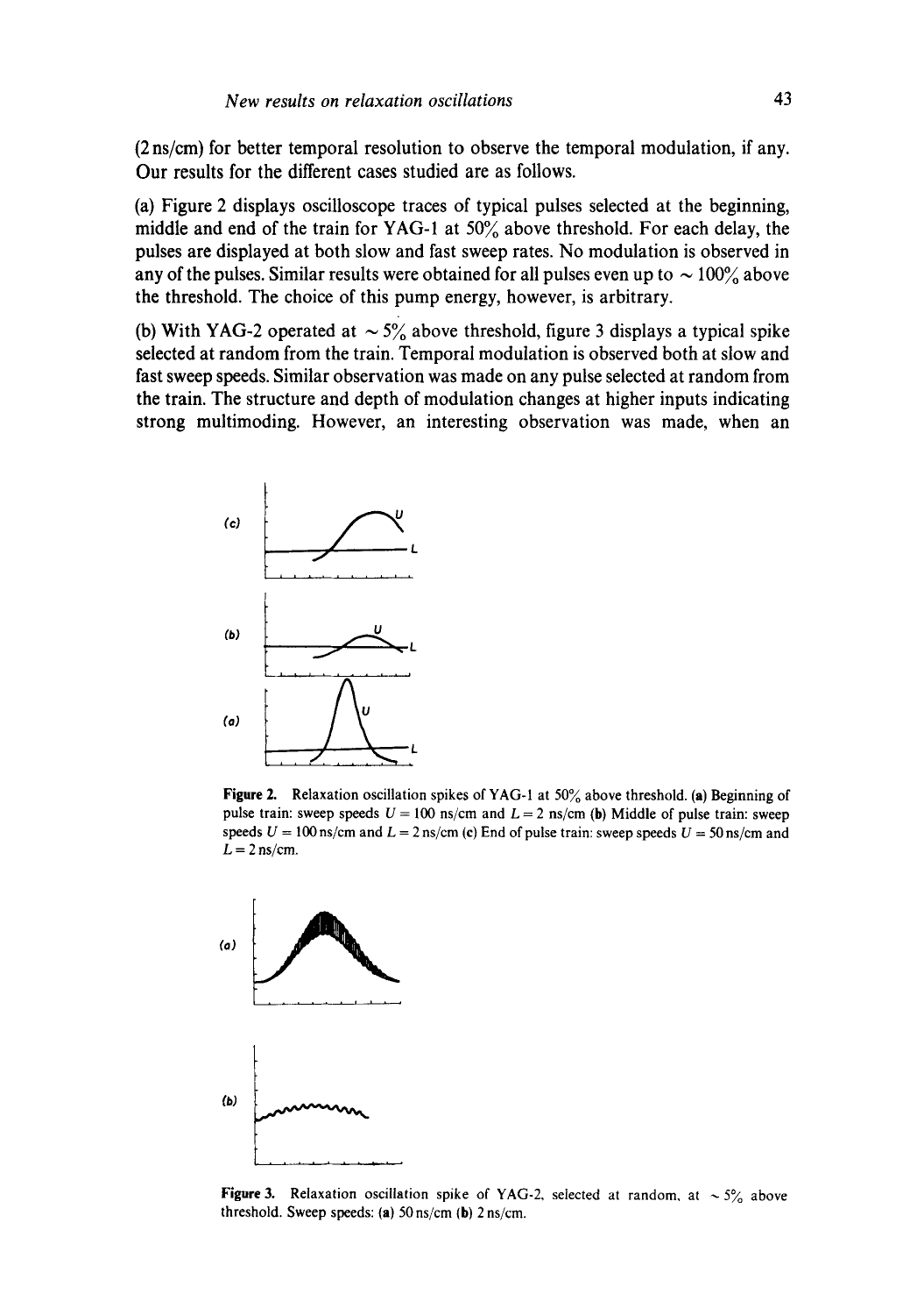(2 ns/cm) for better temporal resolution to observe the temporal modulation, if any. Our results for the different cases studied are as follows.

(a) Figure 2 displays oscilloscope traces of typical pulses selected at the beginning, middle and end of the train for YAG-1 at 50% above threshold. For each delay, the pulses are displayed at both slow and fast sweep rates. No modulation is observed in any of the pulses. Similar results were obtained for all pulses even up to $\sim 100\%$ above the threshold. The choice of this pump energy, however, is arbitrary.

(b) With YAG-2 operated at $\sim 5\%$ above threshold, figure 3 displays a typical spike selected at random from the train. Temporal modulation is observed both at slow and fast sweep speeds. Similar observation was made on any pulse selected at random from the train. The structure and depth of modulation changes at higher inputs indicating strong multimoding. However, an interesting observation was made, when an

**Figure 2.** Relaxation oscillation spikes of YAG-1 at 50% above threshold. **(a)** Beginning of pulse train: sweep speeds $U = 100$ ns/cm and $L = 2$ ns/cm **(b)** Middle of pulse train: sweep speeds $U = 100$ ns/cm and $L = 2$ ns/cm **(c)** End of pulse train: sweep speeds $U = 50$ ns/cm and $L = 2$ ns/cm.

**Figure 3.** Relaxation oscillation spike of YAG-2, selected at random, at $\sim 5\%$ above threshold. Sweep speeds: **(a)** 50 ns/cm **(b)** 2 ns/cm.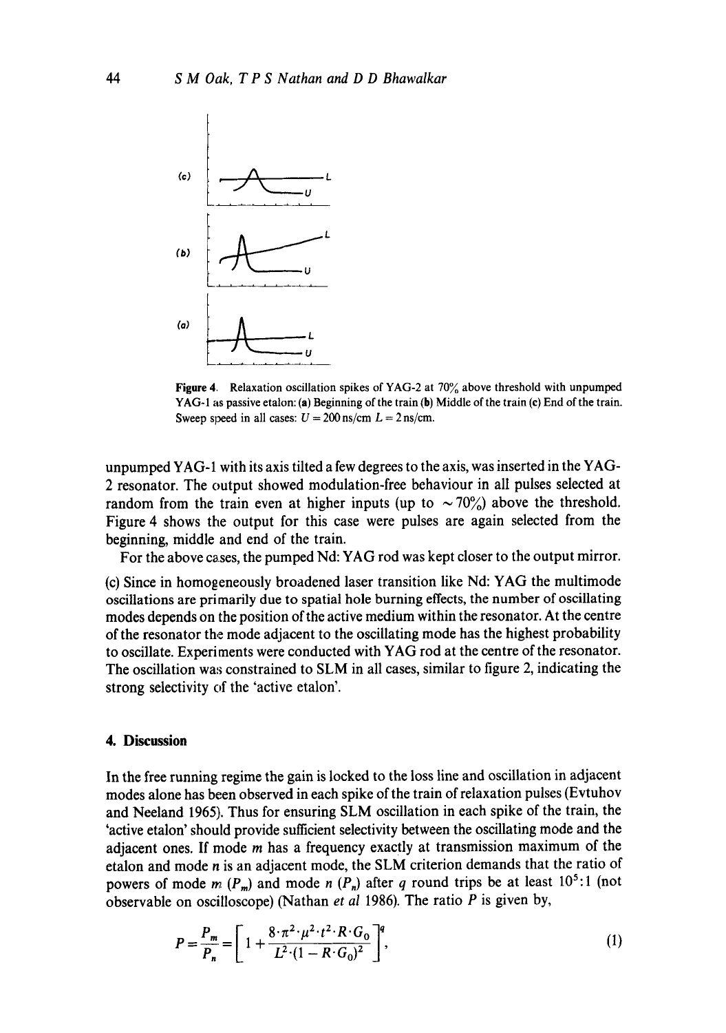Figure 4. Relaxation oscillation spikes of YAG-2 at 70% above threshold with unpumped YAG-1 as passive etalon: (a) Beginning of the train (b) Middle of the train (c) End of the train. Sweep speed in all cases: $U = 200$ ns/cm $L = 2$ ns/cm.

unpumped YAG-1 with its axis tilted a few degrees to the axis, was inserted in the YAG-2 resonator. The output showed modulation-free behaviour in all pulses selected at random from the train even at higher inputs (up to $\sim 70\%$) above the threshold. Figure 4 shows the output for this case were pulses are again selected from the beginning, middle and end of the train.

For the above cases, the pumped Nd:YAG rod was kept closer to the output mirror.

(c) Since in homogeneously broadened laser transition like Nd:YAG the multimode oscillations are primarily due to spatial hole burning effects, the number of oscillating modes depends on the position of the active medium within the resonator. At the centre of the resonator the mode adjacent to the oscillating mode has the highest probability to oscillate. Experiments were conducted with YAG rod at the centre of the resonator. The oscillation was constrained to SLM in all cases, similar to figure 2, indicating the strong selectivity of the 'active etalon'.

## 4. Discussion

In the free running regime the gain is locked to the loss line and oscillation in adjacent modes alone has been observed in each spike of the train of relaxation pulses (Evtuhov and Neeland 1965). Thus for ensuring SLM oscillation in each spike of the train, the 'active etalon' should provide sufficient selectivity between the oscillating mode and the adjacent ones. If mode $m$ has a frequency exactly at transmission maximum of the etalon and mode $n$ is an adjacent mode, the SLM criterion demands that the ratio of powers of mode $m$ ($P_m$) and mode $n$ ($P_n$) after $q$ round trips be at least $10^5:1$ (not observable on oscilloscope) (Nathan *et al* 1986). The ratio $P$ is given by,

$$P = \frac{P_m}{P_n} = \left[ 1 + \frac{8 \cdot \pi^2 \cdot \mu^2 \cdot t^2 \cdot R \cdot G_0}{L^2 \cdot (1 - R \cdot G_0)^2} \right]^q, \tag{1}$$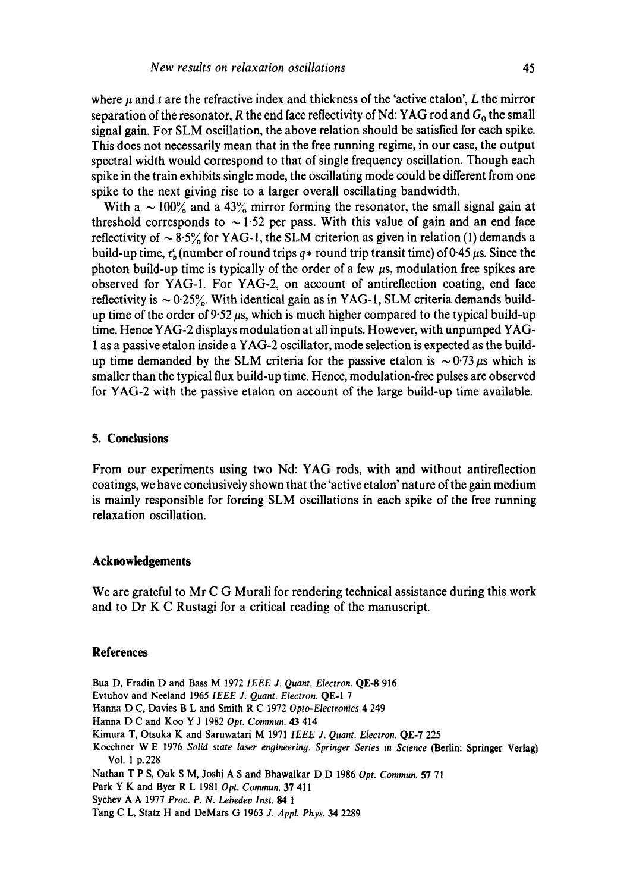where $\mu$ and $t$ are the refractive index and thickness of the 'active etalon', $L$ the mirror separation of the resonator, $R$ the end face reflectivity of Nd: YAG rod and $G_0$ the small signal gain. For SLM oscillation, the above relation should be satisfied for each spike. This does not necessarily mean that in the free running regime, in our case, the output spectral width would correspond to that of single frequency oscillation. Though each spike in the train exhibits single mode, the oscillating mode could be different from one spike to the next giving rise to a larger overall oscillating bandwidth.

With a $\sim 100\%$ and a 43% mirror forming the resonator, the small signal gain at threshold corresponds to $\sim 1{\cdot}52$ per pass. With this value of gain and an end face reflectivity of $\sim 8{\cdot}5\%$ for YAG-1, the SLM criterion as given in relation (1) demands a build-up time, $\tau_b^c$ (number of round trips $q *$ round trip transit time) of $0{\cdot}45\ \mu$s. Since the photon build-up time is typically of the order of a few $\mu$s, modulation free spikes are observed for YAG-1. For YAG-2, on account of antireflection coating, end face reflectivity is $\sim 0{\cdot}25\%$. With identical gain as in YAG-1, SLM criteria demands build-up time of the order of $9{\cdot}52\ \mu$s, which is much higher compared to the typical build-up time. Hence YAG-2 displays modulation at all inputs. However, with unpumped YAG-1 as a passive etalon inside a YAG-2 oscillator, mode selection is expected as the build-up time demanded by the SLM criteria for the passive etalon is $\sim 0{\cdot}73\ \mu$s which is smaller than the typical flux build-up time. Hence, modulation-free pulses are observed for YAG-2 with the passive etalon on account of the large build-up time available.

## 5. Conclusions

From our experiments using two Nd: YAG rods, with and without antireflection coatings, we have conclusively shown that the 'active etalon' nature of the gain medium is mainly responsible for forcing SLM oscillations in each spike of the free running relaxation oscillation.

## Acknowledgements

We are grateful to Mr C G Murali for rendering technical assistance during this work and to Dr K C Rustagi for a critical reading of the manuscript.

## References

Bua D, Fradin D and Bass M 1972 *IEEE J. Quant. Electron.* **QE-8** 916

Evtuhov and Neeland 1965 *IEEE J. Quant. Electron.* **QE-1** 7

Hanna D C, Davies B L and Smith R C 1972 *Opto-Electronics* 4 249

Hanna D C and Koo Y J 1982 *Opt. Commun.* **43** 414

Kimura T, Otsuka K and Saruwatari M 1971 *IEEE J. Quant. Electron.* **QE-7** 225

Koechner W E 1976 *Solid state laser engineering. Springer Series in Science* (Berlin: Springer Verlag) Vol. 1 p. 228

Nathan T P S, Oak S M, Joshi A S and Bhawalkar D D 1986 *Opt. Commun.* **57** 71

Park Y K and Byer R L 1981 *Opt. Commun.* **37** 411

Sychev A A 1977 *Proc. P. N. Lebedev Inst.* **84** 1

Tang C L, Statz H and DeMars G 1963 *J. Appl. Phys.* **34** 2289